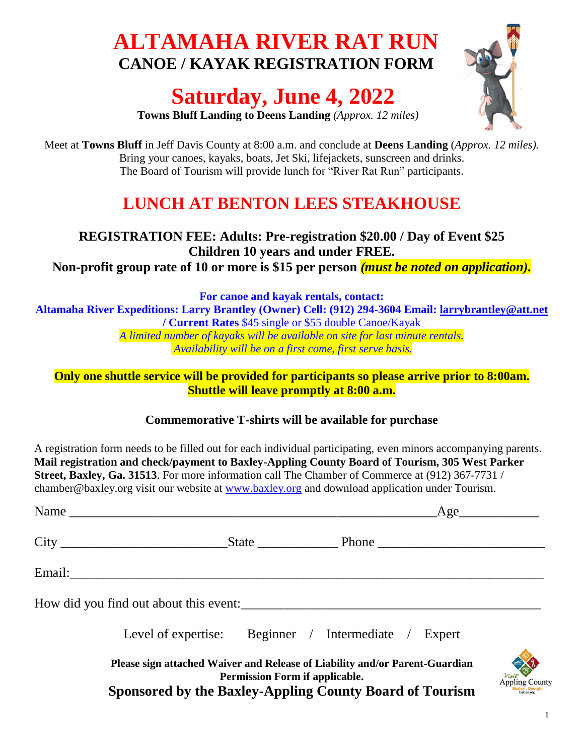# ALTAMAHA RIVER RAT RUN

## CANOE / KAYAK REGISTRATION FORM

# Saturday, June 4, 2022

**Towns Bluff Landing to Deens Landing** *(Approx. 12 miles)*

Meet at **Towns Bluff** in Jeff Davis County at 8:00 a.m. and conclude at **Deens Landing** (*Approx. 12 miles).*
Bring your canoes, kayaks, boats, Jet Ski, lifejackets, sunscreen and drinks.
The Board of Tourism will provide lunch for "River Rat Run" participants.

## LUNCH AT BENTON LEES STEAKHOUSE

**REGISTRATION FEE: Adults: Pre-registration $20.00 / Day of Event $25**
**Children 10 years and under FREE.**
**Non-profit group rate of 10 or more is $15 per person** ***(must be noted on application).***

**For canoe and kayak rentals, contact:**
**Altamaha River Expeditions: Larry Brantley (Owner) Cell: (912) 294-3604 Email: larrybrantley@att.net / Current Rates** $45 single or $55 double Canoe/Kayak
*A limited number of kayaks will be available on site for last minute rentals.*
*Availability will be on a first come, first serve basis.*

**Only one shuttle service will be provided for participants so please arrive prior to 8:00am. Shuttle will leave promptly at 8:00 a.m.**

**Commemorative T-shirts will be available for purchase**

A registration form needs to be filled out for each individual participating, even minors accompanying parents. **Mail registration and check/payment to Baxley-Appling County Board of Tourism, 305 West Parker Street, Baxley, Ga. 31513**. For more information call The Chamber of Commerce at (912) 367-7731 / chamber@baxley.org visit our website at www.baxley.org and download application under Tourism.

Name ________________________________________________________ Age____________

City _________________________ State ____________ Phone ________________________

Email:__________________________________________________________________________

How did you find out about this event:____________________________________________

Level of expertise: Beginner / Intermediate / Expert

**Please sign attached Waiver and Release of Liability and/or Parent-Guardian Permission Form if applicable.**

**Sponsored by the Baxley-Appling County Board of Tourism**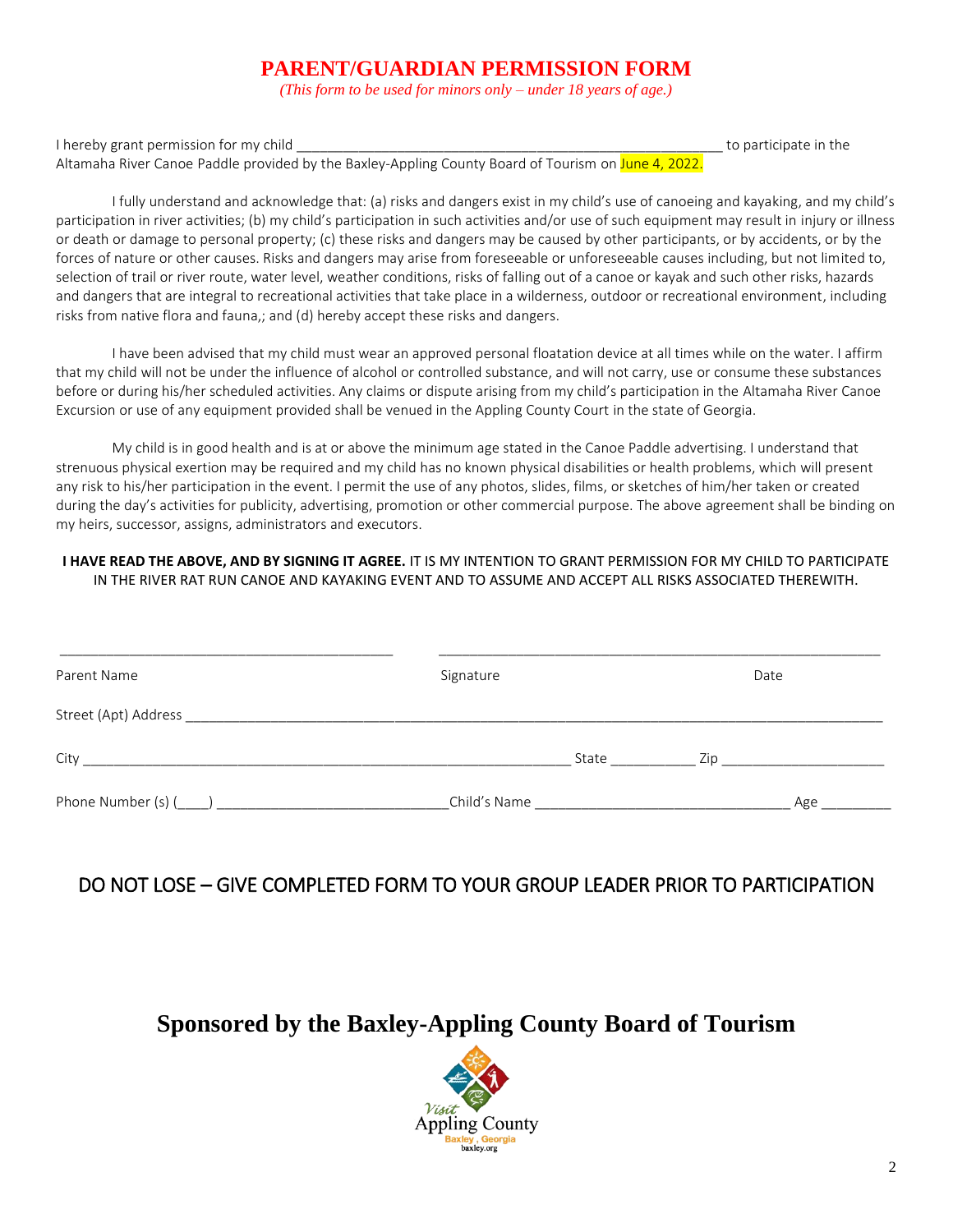# PARENT/GUARDIAN PERMISSION FORM

*(This form to be used for minors only – under 18 years of age.)*

I hereby grant permission for my child ______________________________________________________ to participate in the Altamaha River Canoe Paddle provided by the Baxley-Appling County Board of Tourism on June 4, 2022.

I fully understand and acknowledge that: (a) risks and dangers exist in my child's use of canoeing and kayaking, and my child's participation in river activities; (b) my child's participation in such activities and/or use of such equipment may result in injury or illness or death or damage to personal property; (c) these risks and dangers may be caused by other participants, or by accidents, or by the forces of nature or other causes. Risks and dangers may arise from foreseeable or unforeseeable causes including, but not limited to, selection of trail or river route, water level, weather conditions, risks of falling out of a canoe or kayak and such other risks, hazards and dangers that are integral to recreational activities that take place in a wilderness, outdoor or recreational environment, including risks from native flora and fauna,; and (d) hereby accept these risks and dangers.

I have been advised that my child must wear an approved personal floatation device at all times while on the water. I affirm that my child will not be under the influence of alcohol or controlled substance, and will not carry, use or consume these substances before or during his/her scheduled activities. Any claims or dispute arising from my child's participation in the Altamaha River Canoe Excursion or use of any equipment provided shall be venued in the Appling County Court in the state of Georgia.

My child is in good health and is at or above the minimum age stated in the Canoe Paddle advertising. I understand that strenuous physical exertion may be required and my child has no known physical disabilities or health problems, which will present any risk to his/her participation in the event. I permit the use of any photos, slides, films, or sketches of him/her taken or created during the day's activities for publicity, advertising, promotion or other commercial purpose. The above agreement shall be binding on my heirs, successor, assigns, administrators and executors.

**I HAVE READ THE ABOVE, AND BY SIGNING IT AGREE.** IT IS MY INTENTION TO GRANT PERMISSION FOR MY CHILD TO PARTICIPATE IN THE RIVER RAT RUN CANOE AND KAYAKING EVENT AND TO ASSUME AND ACCEPT ALL RISKS ASSOCIATED THEREWITH.

__________________________________________ ________________________________________________________

Parent Name Signature Date

Street (Apt) Address ______________________________________________________________________________________

City ______________________________________________________________ State ___________ Zip _____________________

Phone Number (s) (____) _____________________________Child's Name ________________________________ Age _________

DO NOT LOSE – GIVE COMPLETED FORM TO YOUR GROUP LEADER PRIOR TO PARTICIPATION

## Sponsored by the Baxley-Appling County Board of Tourism

Visit Appling County
Baxley, Georgia
baxley.org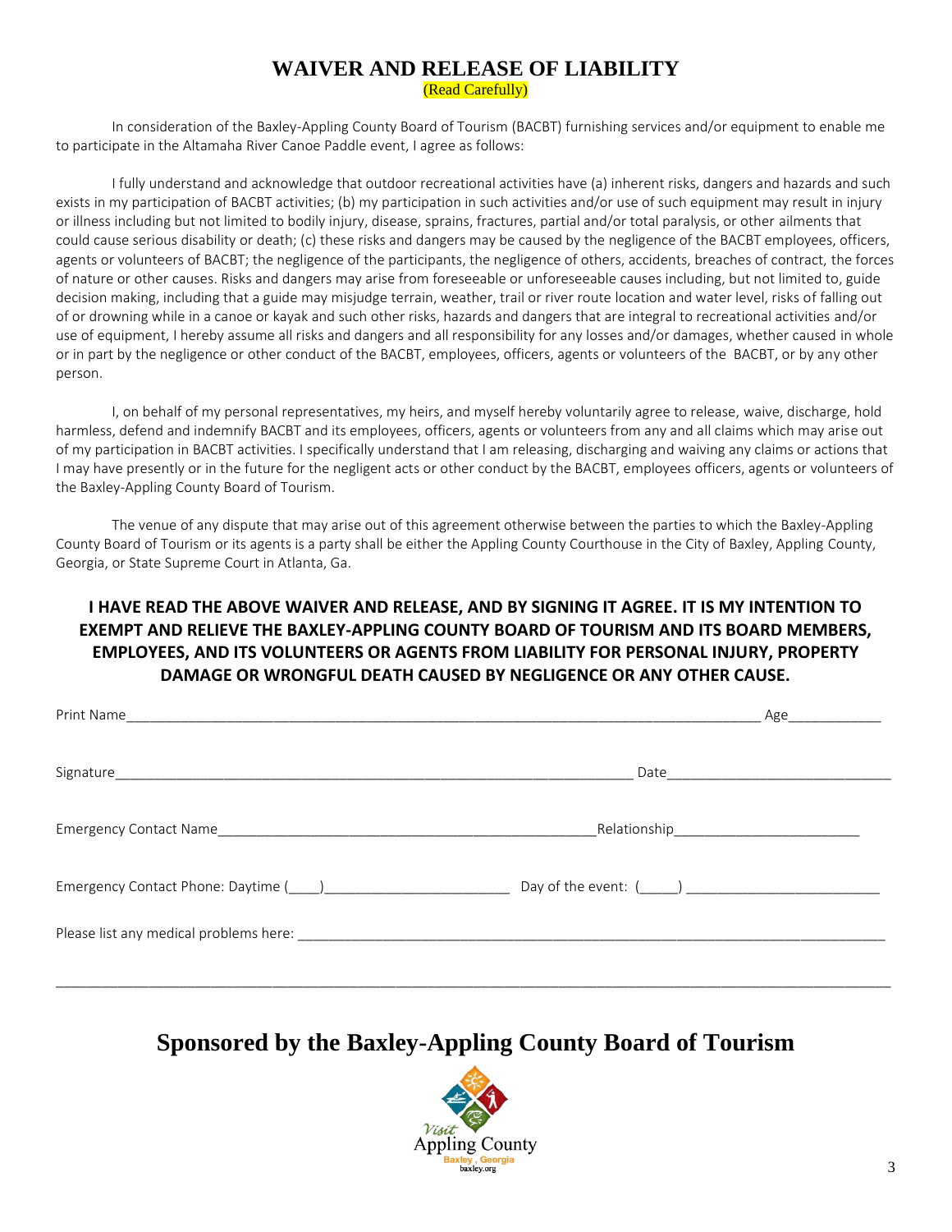# WAIVER AND RELEASE OF LIABILITY

(Read Carefully)

In consideration of the Baxley-Appling County Board of Tourism (BACBT) furnishing services and/or equipment to enable me to participate in the Altamaha River Canoe Paddle event, I agree as follows:

I fully understand and acknowledge that outdoor recreational activities have (a) inherent risks, dangers and hazards and such exists in my participation of BACBT activities; (b) my participation in such activities and/or use of such equipment may result in injury or illness including but not limited to bodily injury, disease, sprains, fractures, partial and/or total paralysis, or other ailments that could cause serious disability or death; (c) these risks and dangers may be caused by the negligence of the BACBT employees, officers, agents or volunteers of BACBT; the negligence of the participants, the negligence of others, accidents, breaches of contract, the forces of nature or other causes. Risks and dangers may arise from foreseeable or unforeseeable causes including, but not limited to, guide decision making, including that a guide may misjudge terrain, weather, trail or river route location and water level, risks of falling out of or drowning while in a canoe or kayak and such other risks, hazards and dangers that are integral to recreational activities and/or use of equipment, I hereby assume all risks and dangers and all responsibility for any losses and/or damages, whether caused in whole or in part by the negligence or other conduct of the BACBT, employees, officers, agents or volunteers of the BACBT, or by any other person.

I, on behalf of my personal representatives, my heirs, and myself hereby voluntarily agree to release, waive, discharge, hold harmless, defend and indemnify BACBT and its employees, officers, agents or volunteers from any and all claims which may arise out of my participation in BACBT activities. I specifically understand that I am releasing, discharging and waiving any claims or actions that I may have presently or in the future for the negligent acts or other conduct by the BACBT, employees officers, agents or volunteers of the Baxley-Appling County Board of Tourism.

The venue of any dispute that may arise out of this agreement otherwise between the parties to which the Baxley-Appling County Board of Tourism or its agents is a party shall be either the Appling County Courthouse in the City of Baxley, Appling County, Georgia, or State Supreme Court in Atlanta, Ga.

**I HAVE READ THE ABOVE WAIVER AND RELEASE, AND BY SIGNING IT AGREE. IT IS MY INTENTION TO EXEMPT AND RELIEVE THE BAXLEY-APPLING COUNTY BOARD OF TOURISM AND ITS BOARD MEMBERS, EMPLOYEES, AND ITS VOLUNTEERS OR AGENTS FROM LIABILITY FOR PERSONAL INJURY, PROPERTY DAMAGE OR WRONGFUL DEATH CAUSED BY NEGLIGENCE OR ANY OTHER CAUSE.**

Print Name_______________________________________________ Age____________

Signature_______________________________________________ Date_____________________________

Emergency Contact Name_______________________________________________Relationship_______________________

Emergency Contact Phone: Daytime (____)_______________________ Day of the event: (_____) _________________________

Please list any medical problems here: ___________________________________________________________________________

_____________________________________________________________________________________________________

## Sponsored by the Baxley-Appling County Board of Tourism

Visit Appling County

Baxley, Georgia

baxley.org